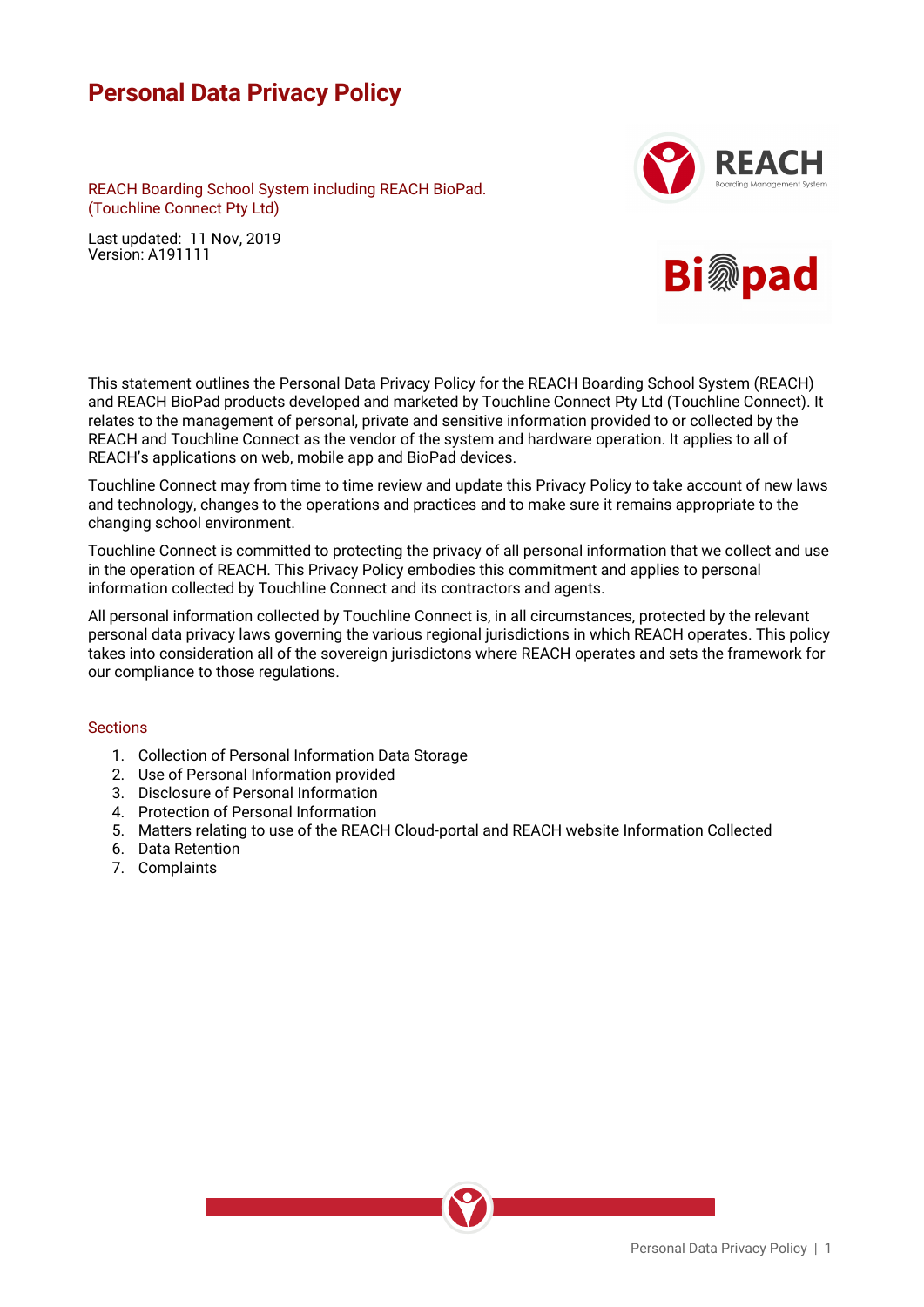# Personal Data Privacy Policy

REACH Boarding School System including REACH BioPad.
(Touchline Connect Pty Ltd)

Last updated: 11 Nov, 2019
Version: A191111

This statement outlines the Personal Data Privacy Policy for the REACH Boarding School System (REACH) and REACH BioPad products developed and marketed by Touchline Connect Pty Ltd (Touchline Connect). It relates to the management of personal, private and sensitive information provided to or collected by the REACH and Touchline Connect as the vendor of the system and hardware operation. It applies to all of REACH's applications on web, mobile app and BioPad devices.

Touchline Connect may from time to time review and update this Privacy Policy to take account of new laws and technology, changes to the operations and practices and to make sure it remains appropriate to the changing school environment.

Touchline Connect is committed to protecting the privacy of all personal information that we collect and use in the operation of REACH. This Privacy Policy embodies this commitment and applies to personal information collected by Touchline Connect and its contractors and agents.

All personal information collected by Touchline Connect is, in all circumstances, protected by the relevant personal data privacy laws governing the various regional jurisdictions in which REACH operates. This policy takes into consideration all of the sovereign jurisdictons where REACH operates and sets the framework for our compliance to those regulations.

## Sections

1. Collection of Personal Information Data Storage
2. Use of Personal Information provided
3. Disclosure of Personal Information
4. Protection of Personal Information
5. Matters relating to use of the REACH Cloud-portal and REACH website Information Collected
6. Data Retention
7. Complaints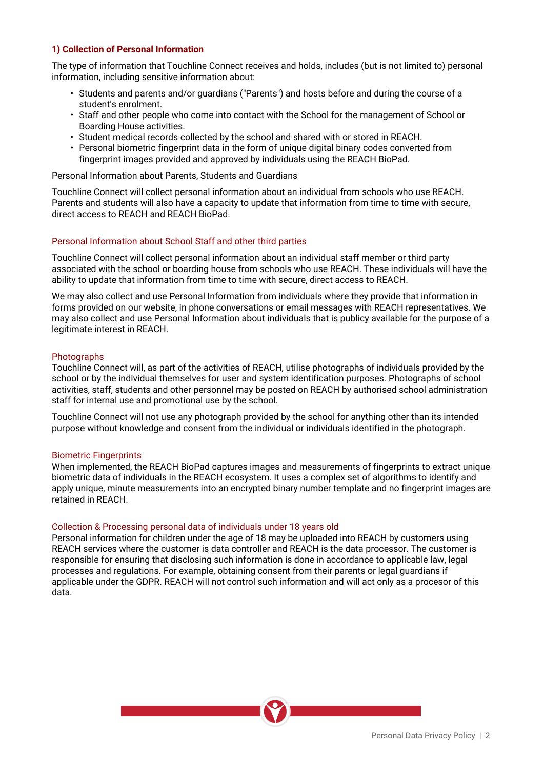## 1) Collection of Personal Information

The type of information that Touchline Connect receives and holds, includes (but is not limited to) personal information, including sensitive information about:

- Students and parents and/or guardians ("Parents") and hosts before and during the course of a student's enrolment.
- Staff and other people who come into contact with the School for the management of School or Boarding House activities.
- Student medical records collected by the school and shared with or stored in REACH.
- Personal biometric fingerprint data in the form of unique digital binary codes converted from fingerprint images provided and approved by individuals using the REACH BioPad.

Personal Information about Parents, Students and Guardians

Touchline Connect will collect personal information about an individual from schools who use REACH. Parents and students will also have a capacity to update that information from time to time with secure, direct access to REACH and REACH BioPad.

### Personal Information about School Staff and other third parties

Touchline Connect will collect personal information about an individual staff member or third party associated with the school or boarding house from schools who use REACH. These individuals will have the ability to update that information from time to time with secure, direct access to REACH.

We may also collect and use Personal Information from individuals where they provide that information in forms provided on our website, in phone conversations or email messages with REACH representatives. We may also collect and use Personal Information about individuals that is publicly available for the purpose of a legitimate interest in REACH.

### Photographs

Touchline Connect will, as part of the activities of REACH, utilise photographs of individuals provided by the school or by the individual themselves for user and system identification purposes. Photographs of school activities, staff, students and other personnel may be posted on REACH by authorised school administration staff for internal use and promotional use by the school.

Touchline Connect will not use any photograph provided by the school for anything other than its intended purpose without knowledge and consent from the individual or individuals identified in the photograph.

### Biometric Fingerprints

When implemented, the REACH BioPad captures images and measurements of fingerprints to extract unique biometric data of individuals in the REACH ecosystem. It uses a complex set of algorithms to identify and apply unique, minute measurements into an encrypted binary number template and no fingerprint images are retained in REACH.

### Collection & Processing personal data of individuals under 18 years old

Personal information for children under the age of 18 may be uploaded into REACH by customers using REACH services where the customer is data controller and REACH is the data processor. The customer is responsible for ensuring that disclosing such information is done in accordance to applicable law, legal processes and regulations. For example, obtaining consent from their parents or legal guardians if applicable under the GDPR. REACH will not control such information and will act only as a procesor of this data.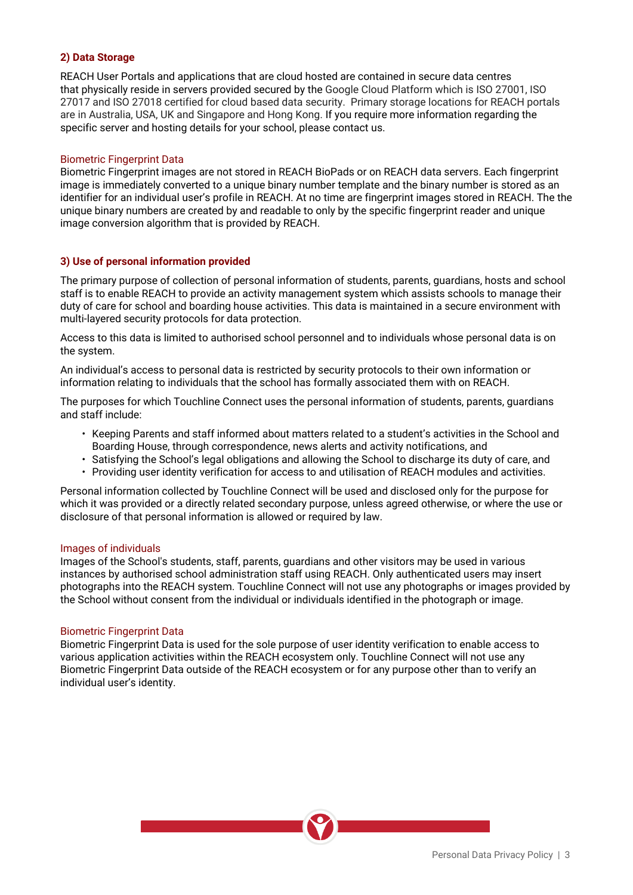## 2) Data Storage

REACH User Portals and applications that are cloud hosted are contained in secure data centres that physically reside in servers provided secured by the Google Cloud Platform which is ISO 27001, ISO 27017 and ISO 27018 certified for cloud based data security. Primary storage locations for REACH portals are in Australia, USA, UK and Singapore and Hong Kong. If you require more information regarding the specific server and hosting details for your school, please contact us.

### Biometric Fingerprint Data

Biometric Fingerprint images are not stored in REACH BioPads or on REACH data servers. Each fingerprint image is immediately converted to a unique binary number template and the binary number is stored as an identifier for an individual user's profile in REACH. At no time are fingerprint images stored in REACH. The the unique binary numbers are created by and readable to only by the specific fingerprint reader and unique image conversion algorithm that is provided by REACH.

## 3) Use of personal information provided

The primary purpose of collection of personal information of students, parents, guardians, hosts and school staff is to enable REACH to provide an activity management system which assists schools to manage their duty of care for school and boarding house activities. This data is maintained in a secure environment with multi-layered security protocols for data protection.

Access to this data is limited to authorised school personnel and to individuals whose personal data is on the system.

An individual's access to personal data is restricted by security protocols to their own information or information relating to individuals that the school has formally associated them with on REACH.

The purposes for which Touchline Connect uses the personal information of students, parents, guardians and staff include:

- Keeping Parents and staff informed about matters related to a student's activities in the School and Boarding House, through correspondence, news alerts and activity notifications, and
- Satisfying the School's legal obligations and allowing the School to discharge its duty of care, and
- Providing user identity verification for access to and utilisation of REACH modules and activities.

Personal information collected by Touchline Connect will be used and disclosed only for the purpose for which it was provided or a directly related secondary purpose, unless agreed otherwise, or where the use or disclosure of that personal information is allowed or required by law.

### Images of individuals

Images of the School's students, staff, parents, guardians and other visitors may be used in various instances by authorised school administration staff using REACH. Only authenticated users may insert photographs into the REACH system. Touchline Connect will not use any photographs or images provided by the School without consent from the individual or individuals identified in the photograph or image.

### Biometric Fingerprint Data

Biometric Fingerprint Data is used for the sole purpose of user identity verification to enable access to various application activities within the REACH ecosystem only. Touchline Connect will not use any Biometric Fingerprint Data outside of the REACH ecosystem or for any purpose other than to verify an individual user's identity.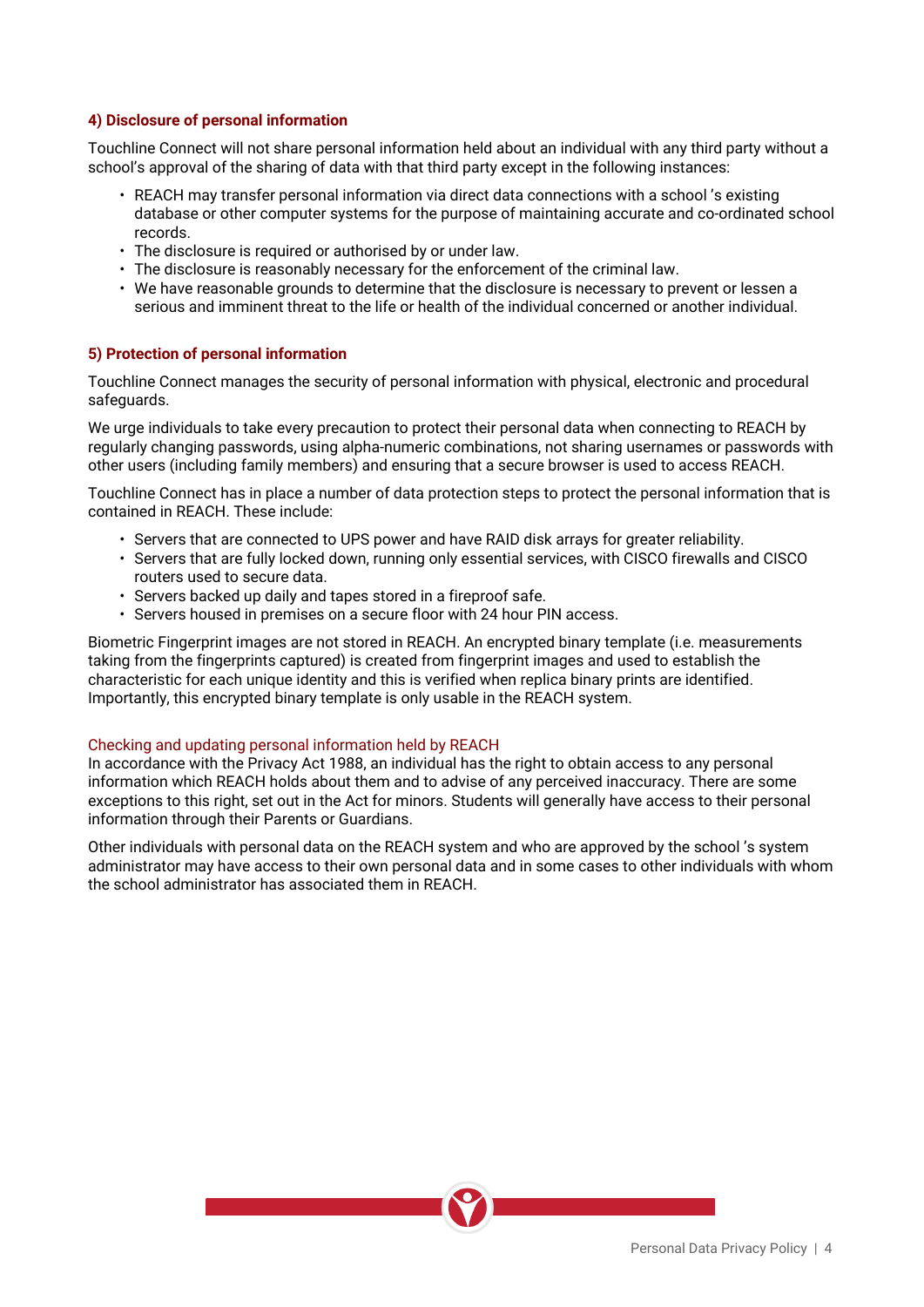### 4) Disclosure of personal information

Touchline Connect will not share personal information held about an individual with any third party without a school's approval of the sharing of data with that third party except in the following instances:

- REACH may transfer personal information via direct data connections with a school 's existing database or other computer systems for the purpose of maintaining accurate and co-ordinated school records.
- The disclosure is required or authorised by or under law.
- The disclosure is reasonably necessary for the enforcement of the criminal law.
- We have reasonable grounds to determine that the disclosure is necessary to prevent or lessen a serious and imminent threat to the life or health of the individual concerned or another individual.

### 5) Protection of personal information

Touchline Connect manages the security of personal information with physical, electronic and procedural safeguards.

We urge individuals to take every precaution to protect their personal data when connecting to REACH by regularly changing passwords, using alpha-numeric combinations, not sharing usernames or passwords with other users (including family members) and ensuring that a secure browser is used to access REACH.

Touchline Connect has in place a number of data protection steps to protect the personal information that is contained in REACH. These include:

- Servers that are connected to UPS power and have RAID disk arrays for greater reliability.
- Servers that are fully locked down, running only essential services, with CISCO firewalls and CISCO routers used to secure data.
- Servers backed up daily and tapes stored in a fireproof safe.
- Servers housed in premises on a secure floor with 24 hour PIN access.

Biometric Fingerprint images are not stored in REACH. An encrypted binary template (i.e. measurements taking from the fingerprints captured) is created from fingerprint images and used to establish the characteristic for each unique identity and this is verified when replica binary prints are identified. Importantly, this encrypted binary template is only usable in the REACH system.

#### Checking and updating personal information held by REACH

In accordance with the Privacy Act 1988, an individual has the right to obtain access to any personal information which REACH holds about them and to advise of any perceived inaccuracy. There are some exceptions to this right, set out in the Act for minors. Students will generally have access to their personal information through their Parents or Guardians.

Other individuals with personal data on the REACH system and who are approved by the school 's system administrator may have access to their own personal data and in some cases to other individuals with whom the school administrator has associated them in REACH.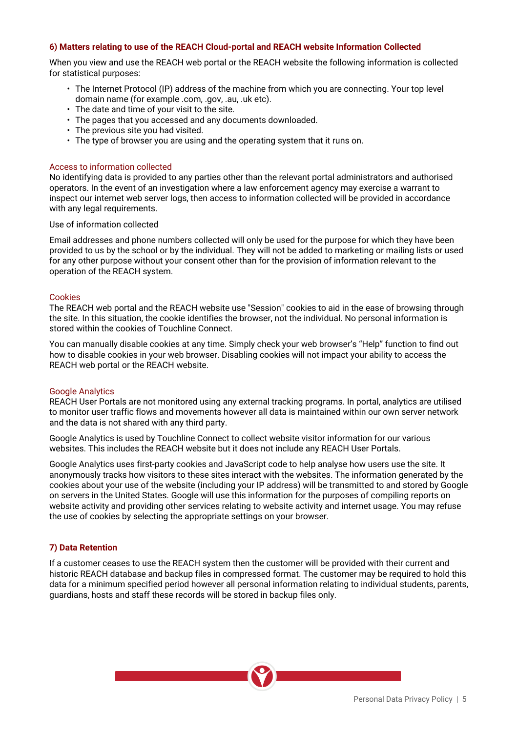## 6) Matters relating to use of the REACH Cloud-portal and REACH website Information Collected

When you view and use the REACH web portal or the REACH website the following information is collected for statistical purposes:

- The Internet Protocol (IP) address of the machine from which you are connecting. Your top level domain name (for example .com, .gov, .au, .uk etc).
- The date and time of your visit to the site.
- The pages that you accessed and any documents downloaded.
- The previous site you had visited.
- The type of browser you are using and the operating system that it runs on.

### Access to information collected

No identifying data is provided to any parties other than the relevant portal administrators and authorised operators. In the event of an investigation where a law enforcement agency may exercise a warrant to inspect our internet web server logs, then access to information collected will be provided in accordance with any legal requirements.

Use of information collected

Email addresses and phone numbers collected will only be used for the purpose for which they have been provided to us by the school or by the individual. They will not be added to marketing or mailing lists or used for any other purpose without your consent other than for the provision of information relevant to the operation of the REACH system.

### Cookies

The REACH web portal and the REACH website use "Session" cookies to aid in the ease of browsing through the site. In this situation, the cookie identifies the browser, not the individual. No personal information is stored within the cookies of Touchline Connect.

You can manually disable cookies at any time. Simply check your web browser's "Help" function to find out how to disable cookies in your web browser. Disabling cookies will not impact your ability to access the REACH web portal or the REACH website.

### Google Analytics

REACH User Portals are not monitored using any external tracking programs. In portal, analytics are utilised to monitor user traffic flows and movements however all data is maintained within our own server network and the data is not shared with any third party.

Google Analytics is used by Touchline Connect to collect website visitor information for our various websites. This includes the REACH website but it does not include any REACH User Portals.

Google Analytics uses first-party cookies and JavaScript code to help analyse how users use the site. It anonymously tracks how visitors to these sites interact with the websites. The information generated by the cookies about your use of the website (including your IP address) will be transmitted to and stored by Google on servers in the United States. Google will use this information for the purposes of compiling reports on website activity and providing other services relating to website activity and internet usage. You may refuse the use of cookies by selecting the appropriate settings on your browser.

## 7) Data Retention

If a customer ceases to use the REACH system then the customer will be provided with their current and historic REACH database and backup files in compressed format. The customer may be required to hold this data for a minimum specified period however all personal information relating to individual students, parents, guardians, hosts and staff these records will be stored in backup files only.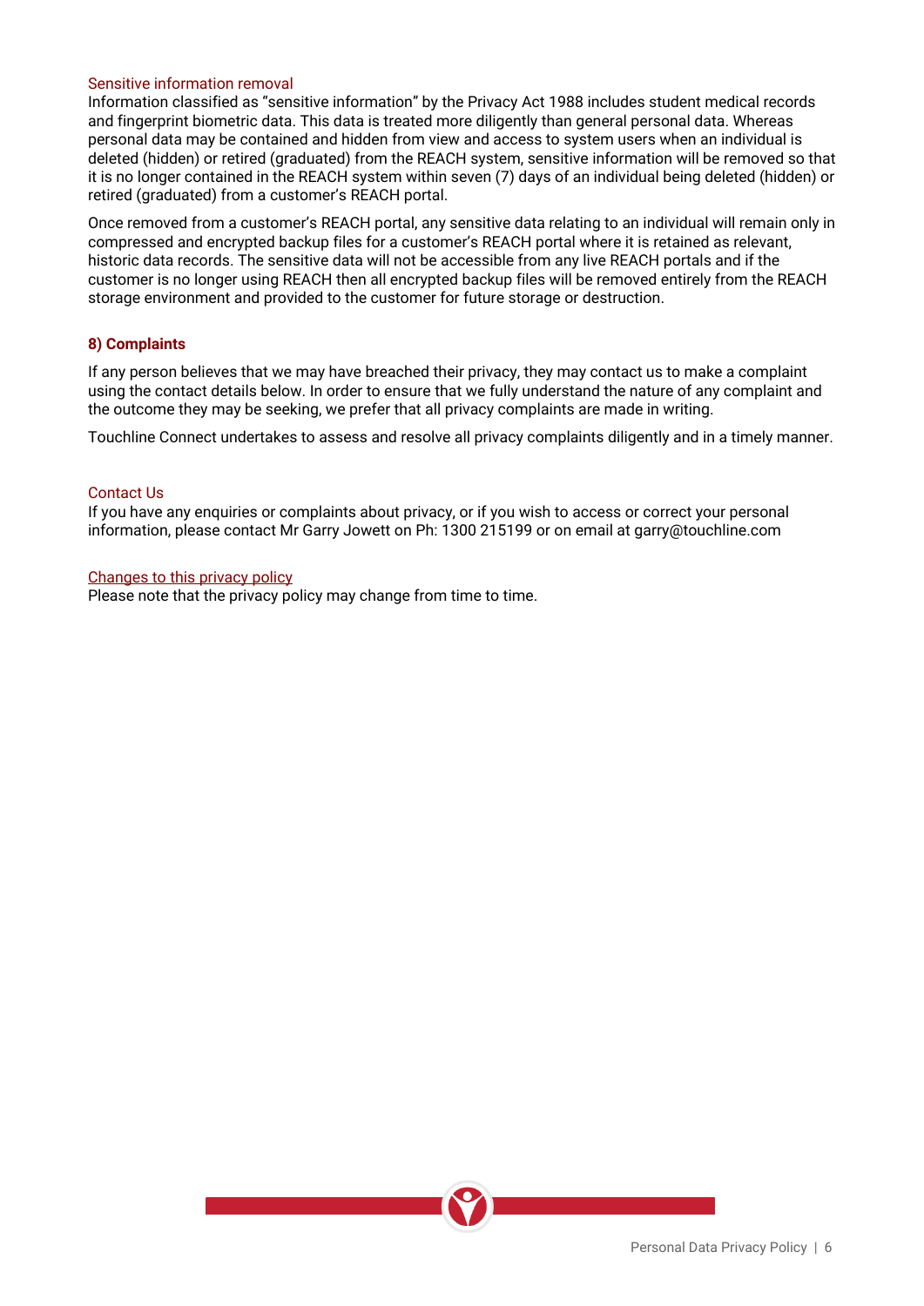### Sensitive information removal

Information classified as "sensitive information" by the Privacy Act 1988 includes student medical records and fingerprint biometric data. This data is treated more diligently than general personal data. Whereas personal data may be contained and hidden from view and access to system users when an individual is deleted (hidden) or retired (graduated) from the REACH system, sensitive information will be removed so that it is no longer contained in the REACH system within seven (7) days of an individual being deleted (hidden) or retired (graduated) from a customer's REACH portal.

Once removed from a customer's REACH portal, any sensitive data relating to an individual will remain only in compressed and encrypted backup files for a customer's REACH portal where it is retained as relevant, historic data records. The sensitive data will not be accessible from any live REACH portals and if the customer is no longer using REACH then all encrypted backup files will be removed entirely from the REACH storage environment and provided to the customer for future storage or destruction.

## 8) Complaints

If any person believes that we may have breached their privacy, they may contact us to make a complaint using the contact details below. In order to ensure that we fully understand the nature of any complaint and the outcome they may be seeking, we prefer that all privacy complaints are made in writing.

Touchline Connect undertakes to assess and resolve all privacy complaints diligently and in a timely manner.

### Contact Us

If you have any enquiries or complaints about privacy, or if you wish to access or correct your personal information, please contact Mr Garry Jowett on Ph: 1300 215199 or on email at garry@touchline.com

### Changes to this privacy policy

Please note that the privacy policy may change from time to time.